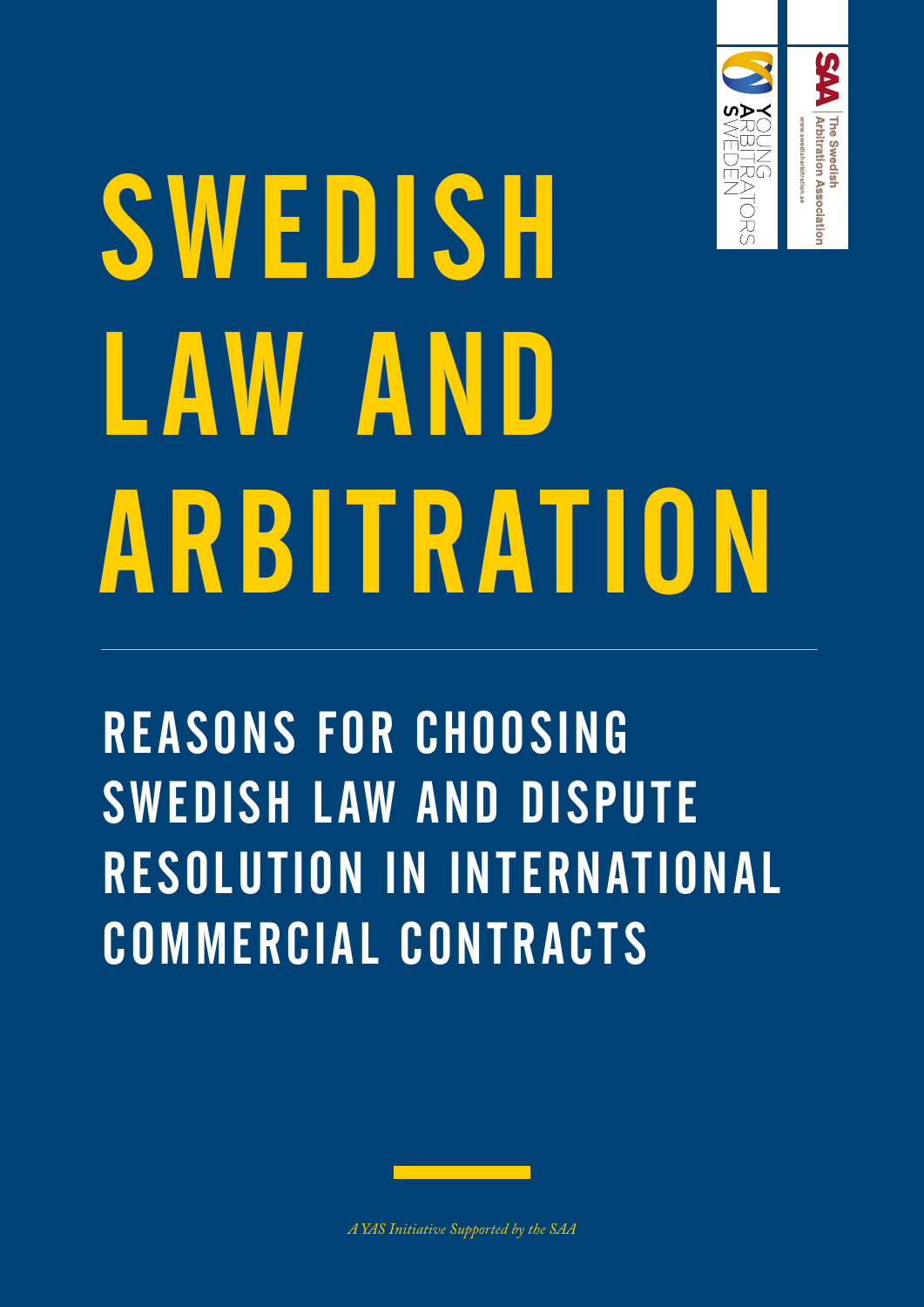# SWEDISH LAW AND ARBITRATION

## REASONS FOR CHOOSING SWEDISH LAW AND DISPUTE RESOLUTION IN INTERNATIONAL COMMERCIAL CONTRACTS

*A YAS Initiative Supported by the SAA*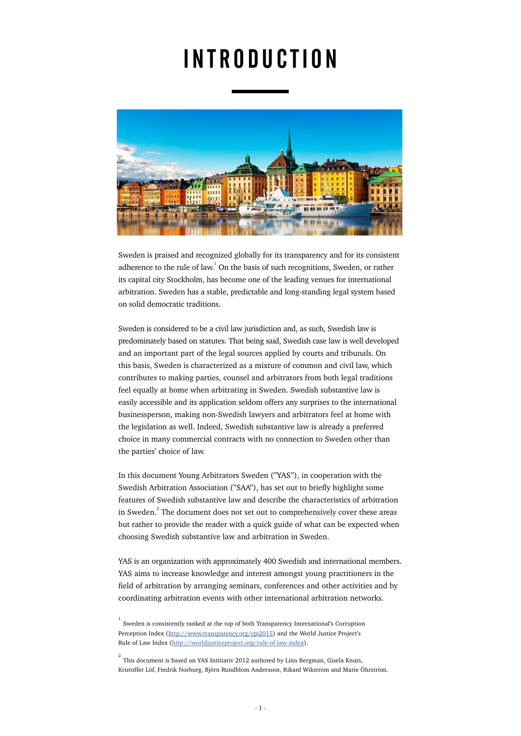# INTRODUCTION

Sweden is praised and recognized globally for its transparency and for its consistent adherence to the rule of law.[1] On the basis of such recognitions, Sweden, or rather its capital city Stockholm, has become one of the leading venues for international arbitration. Sweden has a stable, predictable and long-standing legal system based on solid democratic traditions.

Sweden is considered to be a civil law jurisdiction and, as such, Swedish law is predominately based on statutes. That being said, Swedish case law is well developed and an important part of the legal sources applied by courts and tribunals. On this basis, Sweden is characterized as a mixture of common and civil law, which contributes to making parties, counsel and arbitrators from both legal traditions feel equally at home when arbitrating in Sweden. Swedish substantive law is easily accessible and its application seldom offers any surprises to the international businessperson, making non-Swedish lawyers and arbitrators feel at home with the legislation as well. Indeed, Swedish substantive law is already a preferred choice in many commercial contracts with no connection to Sweden other than the parties' choice of law.

In this document Young Arbitrators Sweden ("YAS"), in cooperation with the Swedish Arbitration Association ("SAA"), has set out to briefly highlight some features of Swedish substantive law and describe the characteristics of arbitration in Sweden.[2] The document does not set out to comprehensively cover these areas but rather to provide the reader with a quick guide of what can be expected when choosing Swedish substantive law and arbitration in Sweden.

YAS is an organization with approximately 400 Swedish and international members. YAS aims to increase knowledge and interest amongst young practitioners in the field of arbitration by arranging seminars, conferences and other activities and by coordinating arbitration events with other international arbitration networks.

[1] Sweden is consistently ranked at the top of both Transparency International's Corruption Perception Index (http://www.transparency.org/cpi2015) and the World Justice Project's Rule of Law Index (http://worldjusticeproject.org/rule-of-law-index).

[2] This document is based on YAS Intitiativ 2012 authored by Linn Bergman, Gisela Knuts, Kristoffer Löf, Fredrik Norburg, Björn Rundblom Andersson, Rikard Wikström and Marie Öhrström.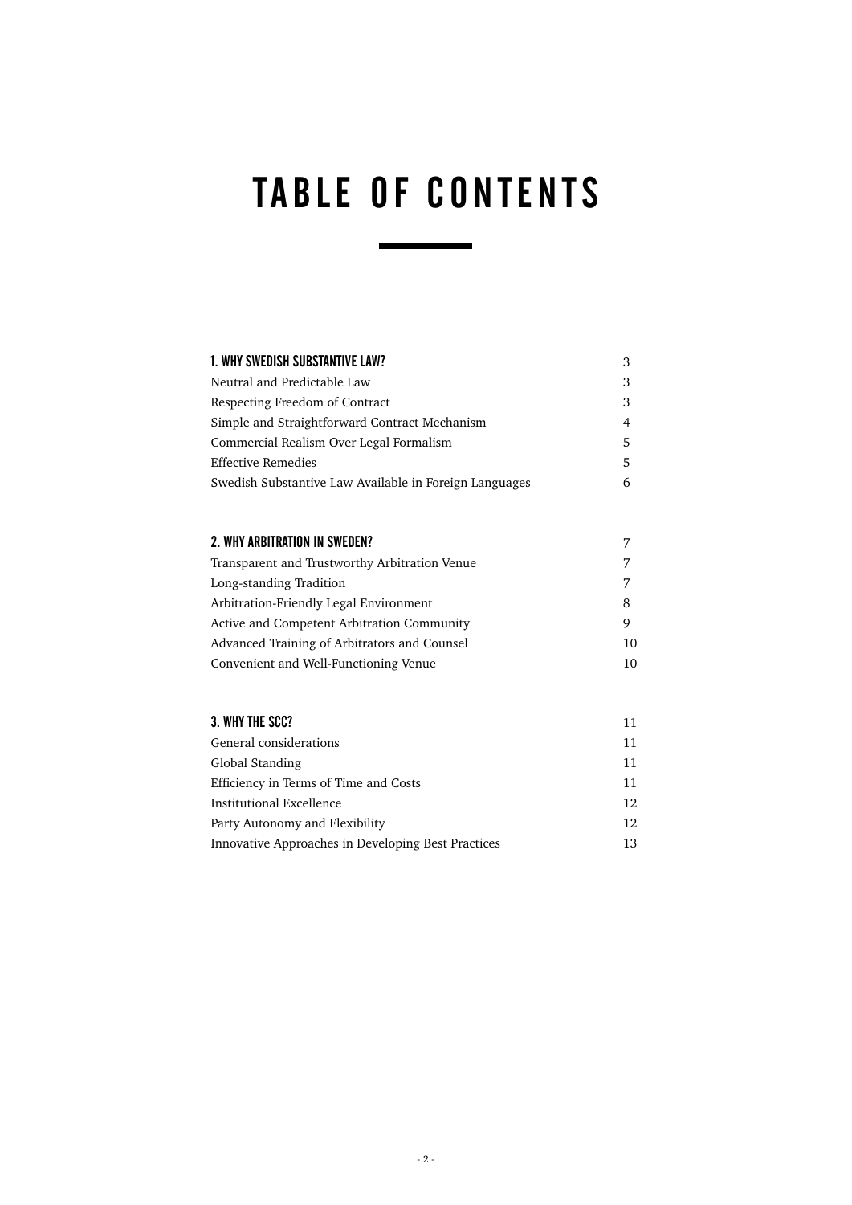# TABLE OF CONTENTS

| | |
|---|---|
| **1. WHY SWEDISH SUBSTANTIVE LAW?** | 3 |
| Neutral and Predictable Law | 3 |
| Respecting Freedom of Contract | 3 |
| Simple and Straightforward Contract Mechanism | 4 |
| Commercial Realism Over Legal Formalism | 5 |
| Effective Remedies | 5 |
| Swedish Substantive Law Available in Foreign Languages | 6 |
| **2. WHY ARBITRATION IN SWEDEN?** | 7 |
| Transparent and Trustworthy Arbitration Venue | 7 |
| Long-standing Tradition | 7 |
| Arbitration-Friendly Legal Environment | 8 |
| Active and Competent Arbitration Community | 9 |
| Advanced Training of Arbitrators and Counsel | 10 |
| Convenient and Well-Functioning Venue | 10 |
| **3. WHY THE SCC?** | 11 |
| General considerations | 11 |
| Global Standing | 11 |
| Efficiency in Terms of Time and Costs | 11 |
| Institutional Excellence | 12 |
| Party Autonomy and Flexibility | 12 |
| Innovative Approaches in Developing Best Practices | 13 |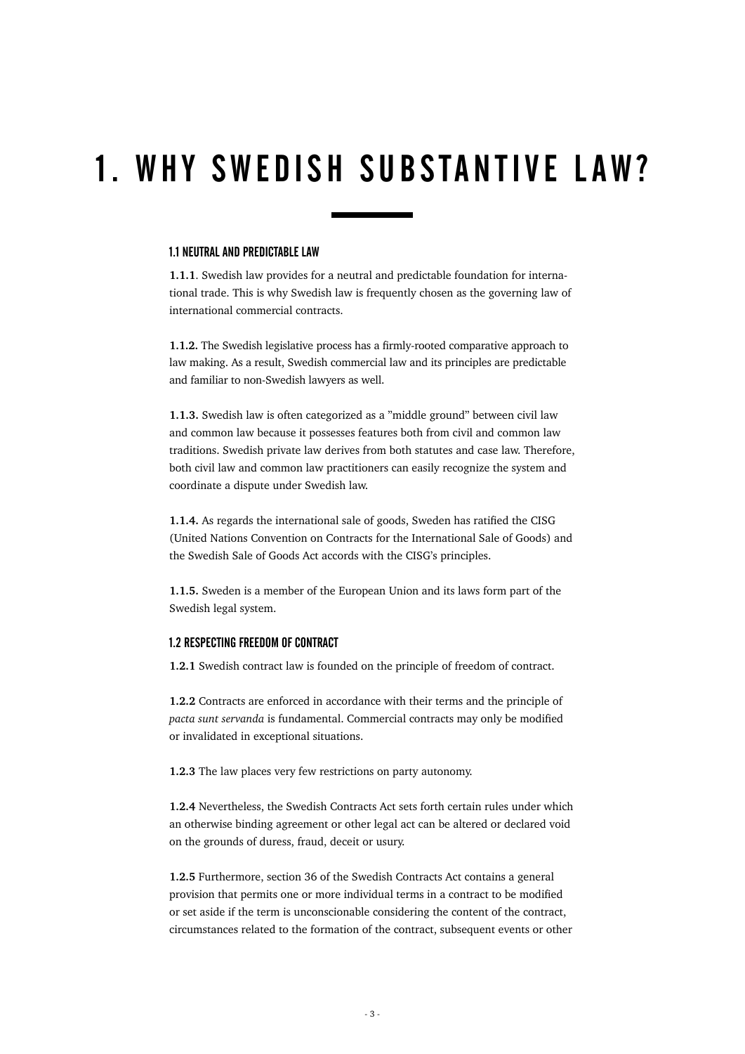# 1. WHY SWEDISH SUBSTANTIVE LAW?

### 1.1 NEUTRAL AND PREDICTABLE LAW

**1.1.1**. Swedish law provides for a neutral and predictable foundation for international trade. This is why Swedish law is frequently chosen as the governing law of international commercial contracts.

**1.1.2.** The Swedish legislative process has a firmly-rooted comparative approach to law making. As a result, Swedish commercial law and its principles are predictable and familiar to non-Swedish lawyers as well.

**1.1.3.** Swedish law is often categorized as a ”middle ground” between civil law and common law because it possesses features both from civil and common law traditions. Swedish private law derives from both statutes and case law. Therefore, both civil law and common law practitioners can easily recognize the system and coordinate a dispute under Swedish law.

**1.1.4.** As regards the international sale of goods, Sweden has ratified the CISG (United Nations Convention on Contracts for the International Sale of Goods) and the Swedish Sale of Goods Act accords with the CISG's principles.

**1.1.5.** Sweden is a member of the European Union and its laws form part of the Swedish legal system.

### 1.2 RESPECTING FREEDOM OF CONTRACT

**1.2.1** Swedish contract law is founded on the principle of freedom of contract.

**1.2.2** Contracts are enforced in accordance with their terms and the principle of *pacta sunt servanda* is fundamental. Commercial contracts may only be modified or invalidated in exceptional situations.

**1.2.3** The law places very few restrictions on party autonomy.

**1.2.4** Nevertheless, the Swedish Contracts Act sets forth certain rules under which an otherwise binding agreement or other legal act can be altered or declared void on the grounds of duress, fraud, deceit or usury.

**1.2.5** Furthermore, section 36 of the Swedish Contracts Act contains a general provision that permits one or more individual terms in a contract to be modified or set aside if the term is unconscionable considering the content of the contract, circumstances related to the formation of the contract, subsequent events or other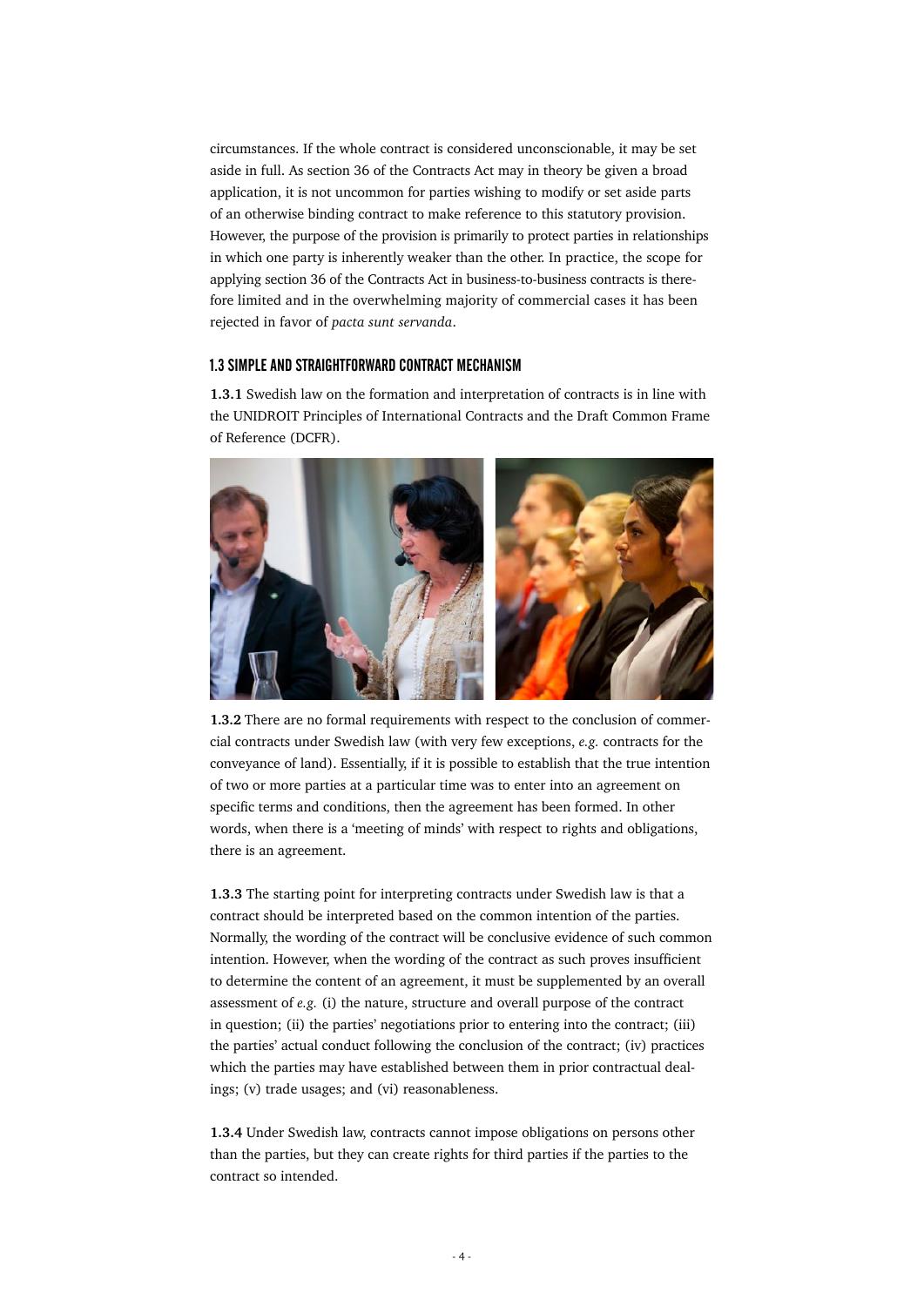circumstances. If the whole contract is considered unconscionable, it may be set aside in full. As section 36 of the Contracts Act may in theory be given a broad application, it is not uncommon for parties wishing to modify or set aside parts of an otherwise binding contract to make reference to this statutory provision. However, the purpose of the provision is primarily to protect parties in relationships in which one party is inherently weaker than the other. In practice, the scope for applying section 36 of the Contracts Act in business-to-business contracts is therefore limited and in the overwhelming majority of commercial cases it has been rejected in favor of *pacta sunt servanda*.

### 1.3 SIMPLE AND STRAIGHTFORWARD CONTRACT MECHANISM

**1.3.1** Swedish law on the formation and interpretation of contracts is in line with the UNIDROIT Principles of International Contracts and the Draft Common Frame of Reference (DCFR).

**1.3.2** There are no formal requirements with respect to the conclusion of commercial contracts under Swedish law (with very few exceptions, *e.g.* contracts for the conveyance of land). Essentially, if it is possible to establish that the true intention of two or more parties at a particular time was to enter into an agreement on specific terms and conditions, then the agreement has been formed. In other words, when there is a 'meeting of minds' with respect to rights and obligations, there is an agreement.

**1.3.3** The starting point for interpreting contracts under Swedish law is that a contract should be interpreted based on the common intention of the parties. Normally, the wording of the contract will be conclusive evidence of such common intention. However, when the wording of the contract as such proves insufficient to determine the content of an agreement, it must be supplemented by an overall assessment of *e.g.* (i) the nature, structure and overall purpose of the contract in question; (ii) the parties' negotiations prior to entering into the contract; (iii) the parties' actual conduct following the conclusion of the contract; (iv) practices which the parties may have established between them in prior contractual dealings; (v) trade usages; and (vi) reasonableness.

**1.3.4** Under Swedish law, contracts cannot impose obligations on persons other than the parties, but they can create rights for third parties if the parties to the contract so intended.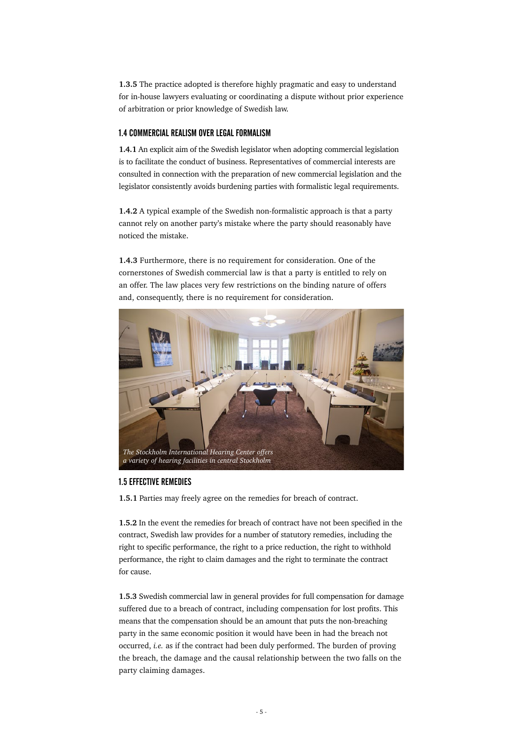**1.3.5** The practice adopted is therefore highly pragmatic and easy to understand for in-house lawyers evaluating or coordinating a dispute without prior experience of arbitration or prior knowledge of Swedish law.

### 1.4 COMMERCIAL REALISM OVER LEGAL FORMALISM

**1.4.1** An explicit aim of the Swedish legislator when adopting commercial legislation is to facilitate the conduct of business. Representatives of commercial interests are consulted in connection with the preparation of new commercial legislation and the legislator consistently avoids burdening parties with formalistic legal requirements.

**1.4.2** A typical example of the Swedish non-formalistic approach is that a party cannot rely on another party's mistake where the party should reasonably have noticed the mistake.

**1.4.3** Furthermore, there is no requirement for consideration. One of the cornerstones of Swedish commercial law is that a party is entitled to rely on an offer. The law places very few restrictions on the binding nature of offers and, consequently, there is no requirement for consideration.

*The Stockholm International Hearing Center offers a variety of hearing facilities in central Stockholm*

### 1.5 EFFECTIVE REMEDIES

**1.5.1** Parties may freely agree on the remedies for breach of contract.

**1.5.2** In the event the remedies for breach of contract have not been specified in the contract, Swedish law provides for a number of statutory remedies, including the right to specific performance, the right to a price reduction, the right to withhold performance, the right to claim damages and the right to terminate the contract for cause.

**1.5.3** Swedish commercial law in general provides for full compensation for damage suffered due to a breach of contract, including compensation for lost profits. This means that the compensation should be an amount that puts the non-breaching party in the same economic position it would have been in had the breach not occurred, *i.e.* as if the contract had been duly performed. The burden of proving the breach, the damage and the causal relationship between the two falls on the party claiming damages.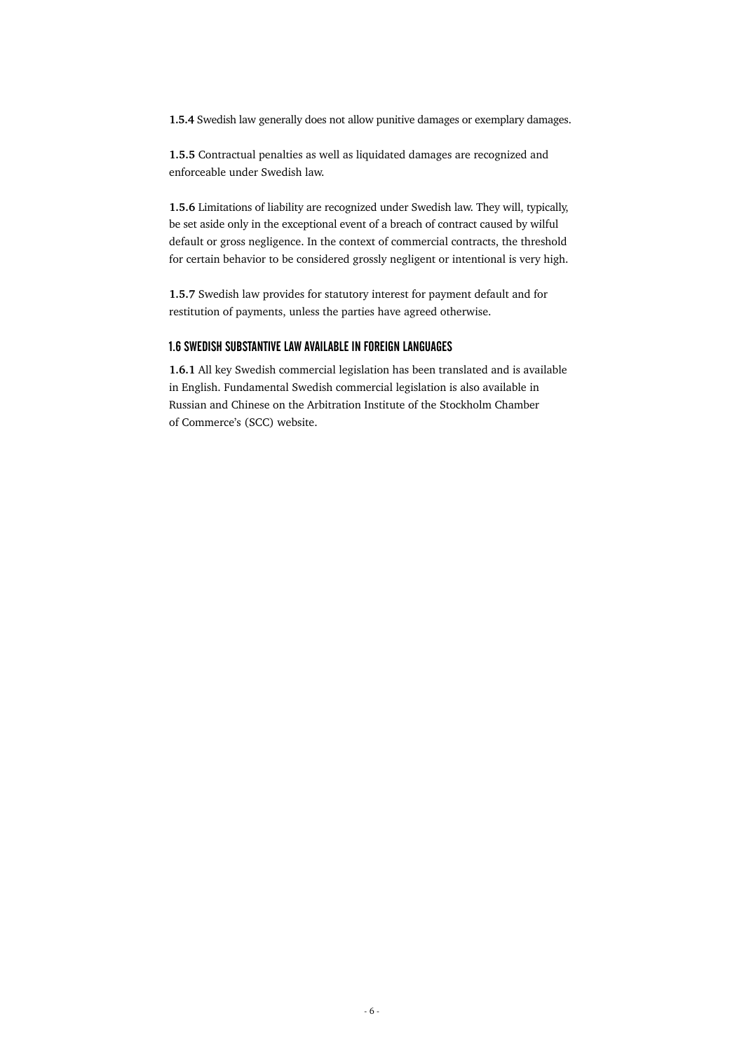**1.5.4** Swedish law generally does not allow punitive damages or exemplary damages.

**1.5.5** Contractual penalties as well as liquidated damages are recognized and enforceable under Swedish law.

**1.5.6** Limitations of liability are recognized under Swedish law. They will, typically, be set aside only in the exceptional event of a breach of contract caused by wilful default or gross negligence. In the context of commercial contracts, the threshold for certain behavior to be considered grossly negligent or intentional is very high.

**1.5.7** Swedish law provides for statutory interest for payment default and for restitution of payments, unless the parties have agreed otherwise.

### 1.6 SWEDISH SUBSTANTIVE LAW AVAILABLE IN FOREIGN LANGUAGES

**1.6.1** All key Swedish commercial legislation has been translated and is available in English. Fundamental Swedish commercial legislation is also available in Russian and Chinese on the Arbitration Institute of the Stockholm Chamber of Commerce's (SCC) website.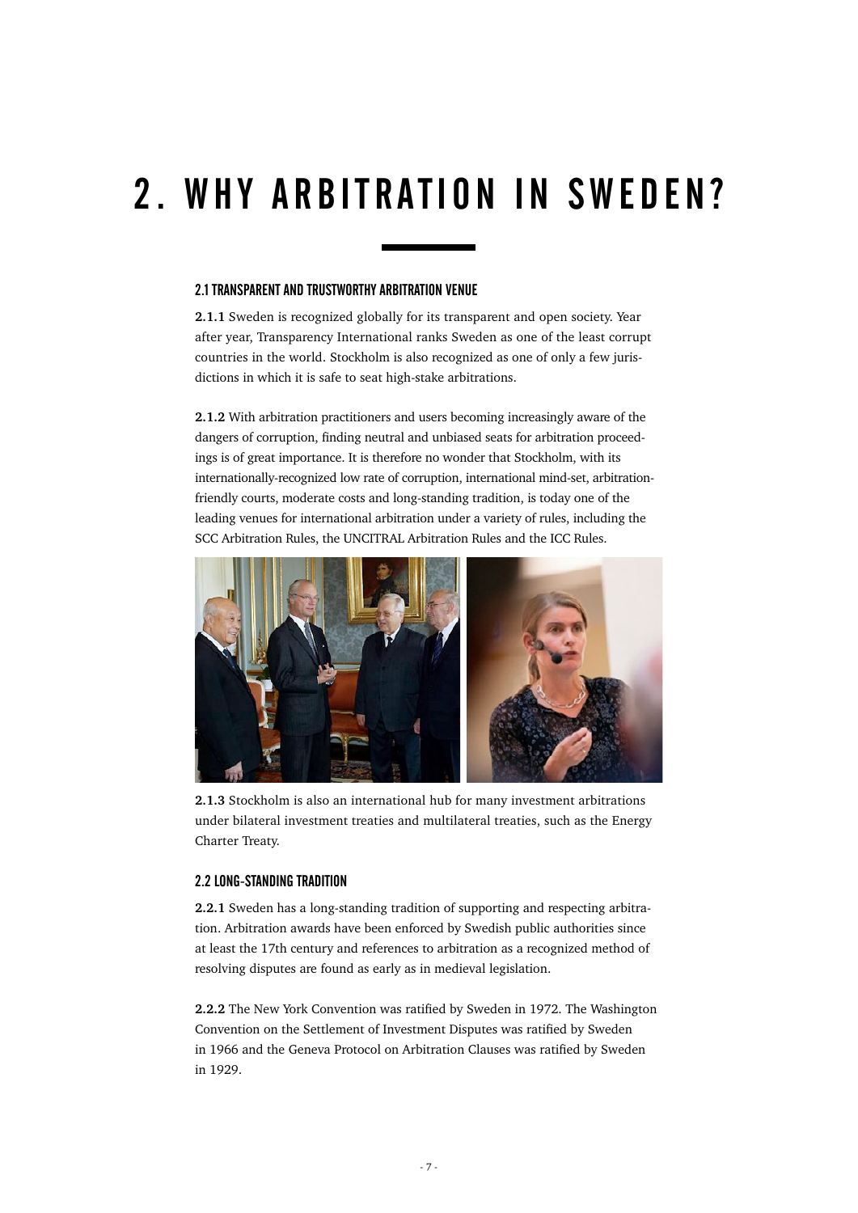# 2. WHY ARBITRATION IN SWEDEN?

### 2.1 TRANSPARENT AND TRUSTWORTHY ARBITRATION VENUE

**2.1.1** Sweden is recognized globally for its transparent and open society. Year after year, Transparency International ranks Sweden as one of the least corrupt countries in the world. Stockholm is also recognized as one of only a few jurisdictions in which it is safe to seat high-stake arbitrations.

**2.1.2** With arbitration practitioners and users becoming increasingly aware of the dangers of corruption, finding neutral and unbiased seats for arbitration proceedings is of great importance. It is therefore no wonder that Stockholm, with its internationally-recognized low rate of corruption, international mind-set, arbitration-friendly courts, moderate costs and long-standing tradition, is today one of the leading venues for international arbitration under a variety of rules, including the SCC Arbitration Rules, the UNCITRAL Arbitration Rules and the ICC Rules.

**2.1.3** Stockholm is also an international hub for many investment arbitrations under bilateral investment treaties and multilateral treaties, such as the Energy Charter Treaty.

### 2.2 LONG-STANDING TRADITION

**2.2.1** Sweden has a long-standing tradition of supporting and respecting arbitration. Arbitration awards have been enforced by Swedish public authorities since at least the 17th century and references to arbitration as a recognized method of resolving disputes are found as early as in medieval legislation.

**2.2.2** The New York Convention was ratified by Sweden in 1972. The Washington Convention on the Settlement of Investment Disputes was ratified by Sweden in 1966 and the Geneva Protocol on Arbitration Clauses was ratified by Sweden in 1929.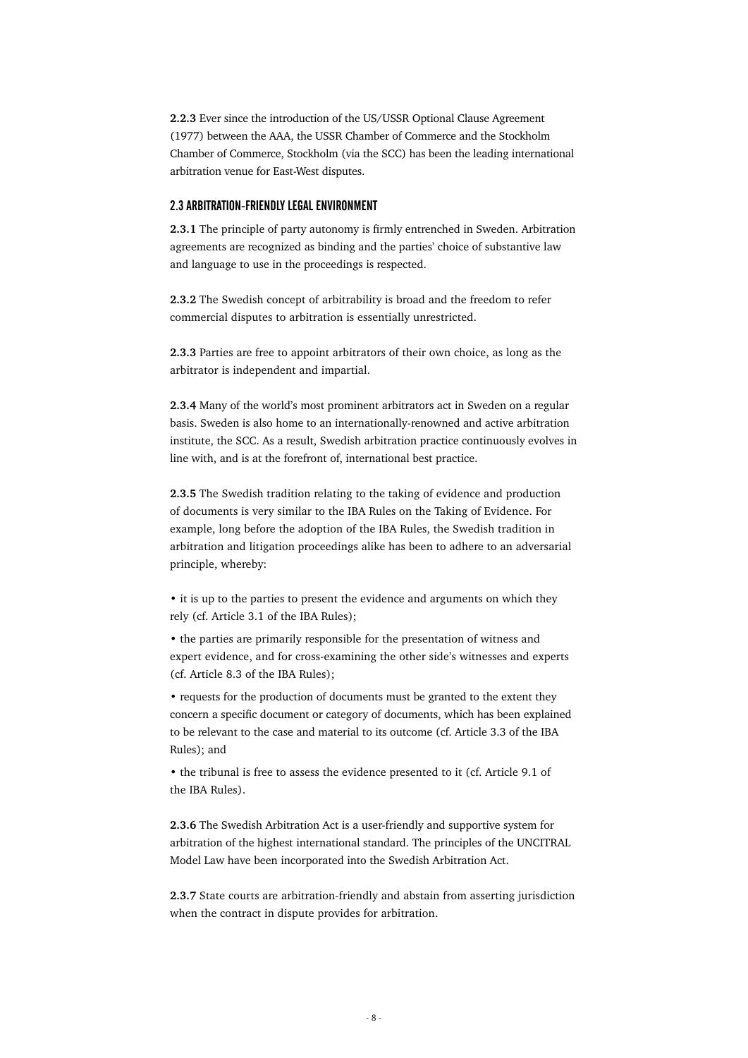**2.2.3** Ever since the introduction of the US/USSR Optional Clause Agreement (1977) between the AAA, the USSR Chamber of Commerce and the Stockholm Chamber of Commerce, Stockholm (via the SCC) has been the leading international arbitration venue for East-West disputes.

### 2.3 ARBITRATION-FRIENDLY LEGAL ENVIRONMENT

**2.3.1** The principle of party autonomy is firmly entrenched in Sweden. Arbitration agreements are recognized as binding and the parties' choice of substantive law and language to use in the proceedings is respected.

**2.3.2** The Swedish concept of arbitrability is broad and the freedom to refer commercial disputes to arbitration is essentially unrestricted.

**2.3.3** Parties are free to appoint arbitrators of their own choice, as long as the arbitrator is independent and impartial.

**2.3.4** Many of the world's most prominent arbitrators act in Sweden on a regular basis. Sweden is also home to an internationally-renowned and active arbitration institute, the SCC. As a result, Swedish arbitration practice continuously evolves in line with, and is at the forefront of, international best practice.

**2.3.5** The Swedish tradition relating to the taking of evidence and production of documents is very similar to the IBA Rules on the Taking of Evidence. For example, long before the adoption of the IBA Rules, the Swedish tradition in arbitration and litigation proceedings alike has been to adhere to an adversarial principle, whereby:

- it is up to the parties to present the evidence and arguments on which they rely (cf. Article 3.1 of the IBA Rules);
- the parties are primarily responsible for the presentation of witness and expert evidence, and for cross-examining the other side's witnesses and experts (cf. Article 8.3 of the IBA Rules);
- requests for the production of documents must be granted to the extent they concern a specific document or category of documents, which has been explained to be relevant to the case and material to its outcome (cf. Article 3.3 of the IBA Rules); and
- the tribunal is free to assess the evidence presented to it (cf. Article 9.1 of the IBA Rules).

**2.3.6** The Swedish Arbitration Act is a user-friendly and supportive system for arbitration of the highest international standard. The principles of the UNCITRAL Model Law have been incorporated into the Swedish Arbitration Act.

**2.3.7** State courts are arbitration-friendly and abstain from asserting jurisdiction when the contract in dispute provides for arbitration.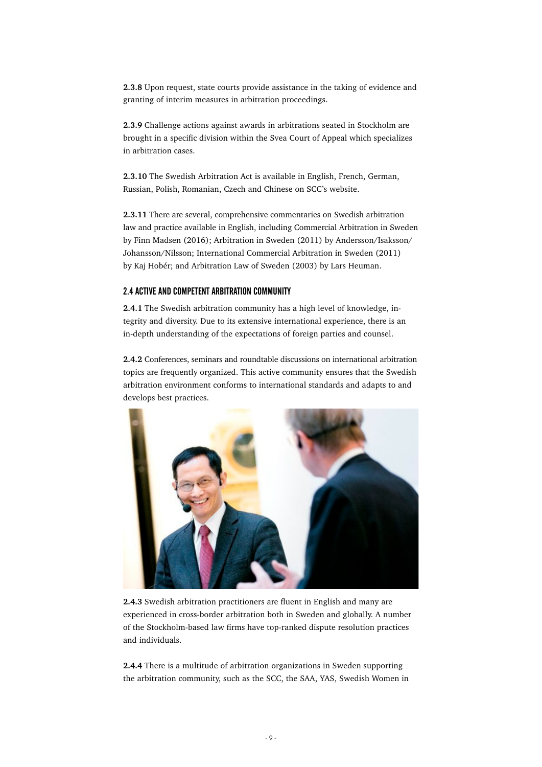**2.3.8** Upon request, state courts provide assistance in the taking of evidence and granting of interim measures in arbitration proceedings.

**2.3.9** Challenge actions against awards in arbitrations seated in Stockholm are brought in a specific division within the Svea Court of Appeal which specializes in arbitration cases.

**2.3.10** The Swedish Arbitration Act is available in English, French, German, Russian, Polish, Romanian, Czech and Chinese on SCC's website.

**2.3.11** There are several, comprehensive commentaries on Swedish arbitration law and practice available in English, including Commercial Arbitration in Sweden by Finn Madsen (2016); Arbitration in Sweden (2011) by Andersson/Isaksson/Johansson/Nilsson; International Commercial Arbitration in Sweden (2011) by Kaj Hobér; and Arbitration Law of Sweden (2003) by Lars Heuman.

### 2.4 ACTIVE AND COMPETENT ARBITRATION COMMUNITY

**2.4.1** The Swedish arbitration community has a high level of knowledge, integrity and diversity. Due to its extensive international experience, there is an in-depth understanding of the expectations of foreign parties and counsel.

**2.4.2** Conferences, seminars and roundtable discussions on international arbitration topics are frequently organized. This active community ensures that the Swedish arbitration environment conforms to international standards and adapts to and develops best practices.

**2.4.3** Swedish arbitration practitioners are fluent in English and many are experienced in cross-border arbitration both in Sweden and globally. A number of the Stockholm-based law firms have top-ranked dispute resolution practices and individuals.

**2.4.4** There is a multitude of arbitration organizations in Sweden supporting the arbitration community, such as the SCC, the SAA, YAS, Swedish Women in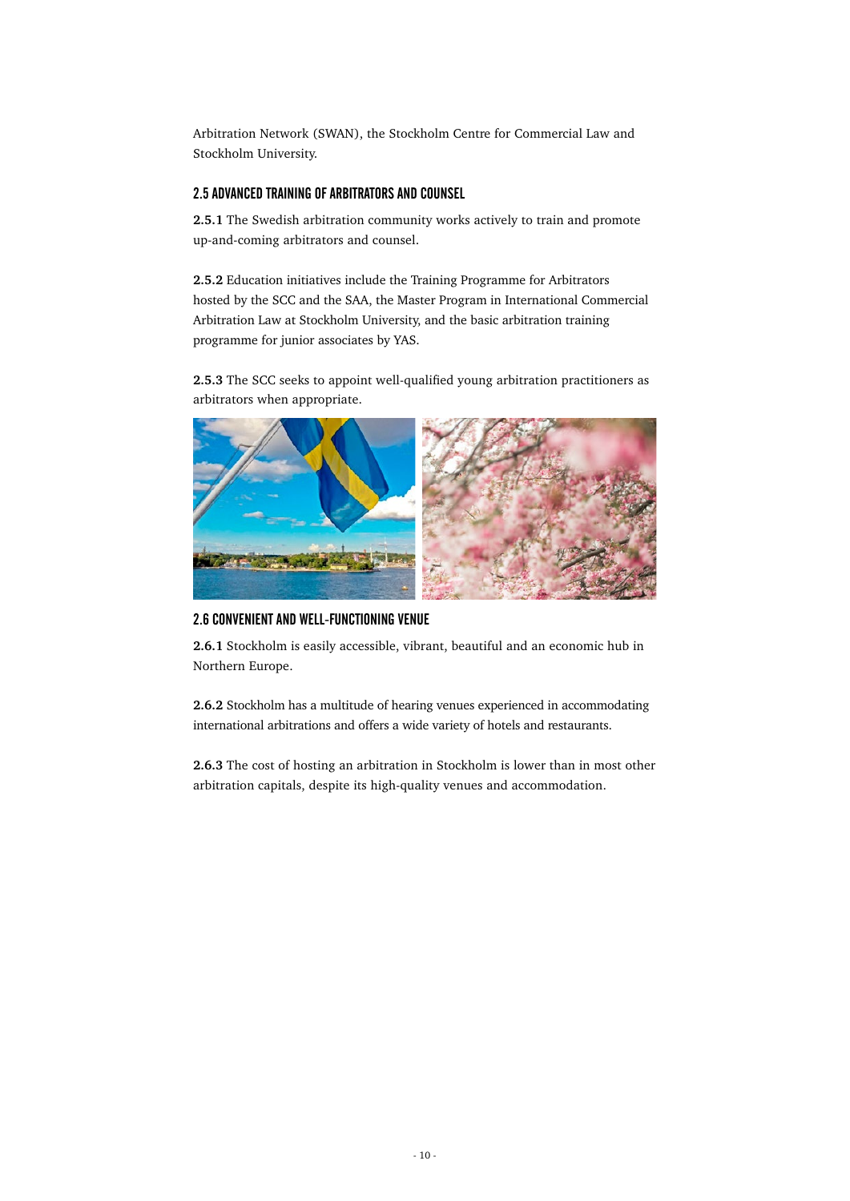Arbitration Network (SWAN), the Stockholm Centre for Commercial Law and Stockholm University.

### 2.5 ADVANCED TRAINING OF ARBITRATORS AND COUNSEL

**2.5.1** The Swedish arbitration community works actively to train and promote up-and-coming arbitrators and counsel.

**2.5.2** Education initiatives include the Training Programme for Arbitrators hosted by the SCC and the SAA, the Master Program in International Commercial Arbitration Law at Stockholm University, and the basic arbitration training programme for junior associates by YAS.

**2.5.3** The SCC seeks to appoint well-qualified young arbitration practitioners as arbitrators when appropriate.

### 2.6 CONVENIENT AND WELL-FUNCTIONING VENUE

**2.6.1** Stockholm is easily accessible, vibrant, beautiful and an economic hub in Northern Europe.

**2.6.2** Stockholm has a multitude of hearing venues experienced in accommodating international arbitrations and offers a wide variety of hotels and restaurants.

**2.6.3** The cost of hosting an arbitration in Stockholm is lower than in most other arbitration capitals, despite its high-quality venues and accommodation.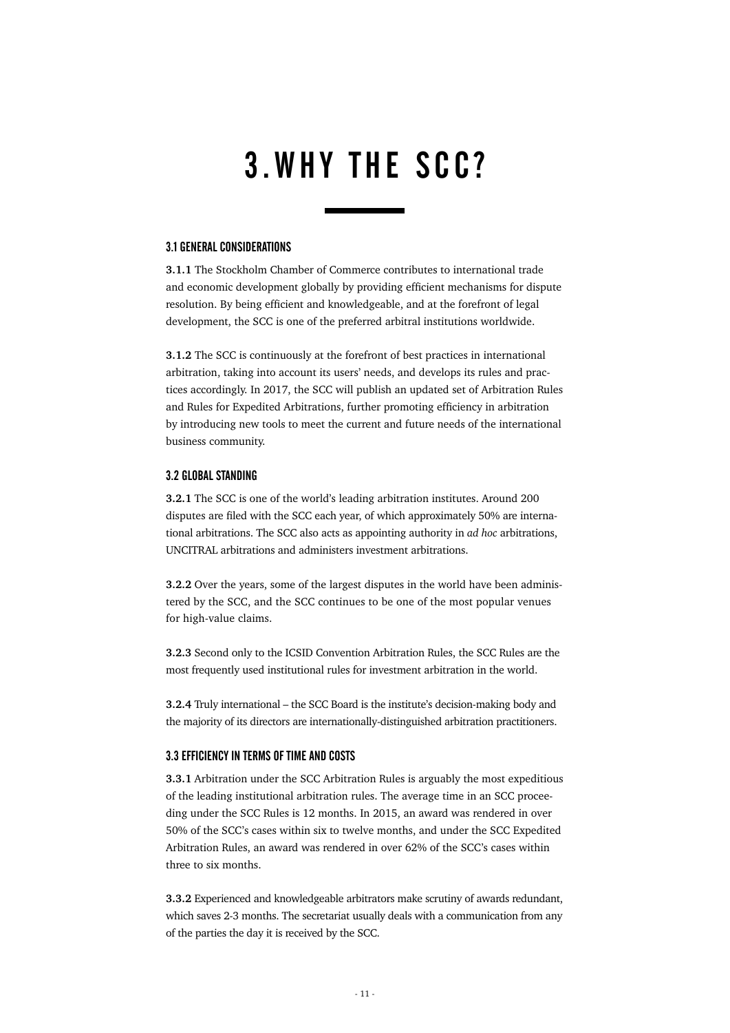# 3. WHY THE SCC?

## 3.1 GENERAL CONSIDERATIONS

**3.1.1** The Stockholm Chamber of Commerce contributes to international trade and economic development globally by providing efficient mechanisms for dispute resolution. By being efficient and knowledgeable, and at the forefront of legal development, the SCC is one of the preferred arbitral institutions worldwide.

**3.1.2** The SCC is continuously at the forefront of best practices in international arbitration, taking into account its users' needs, and develops its rules and practices accordingly. In 2017, the SCC will publish an updated set of Arbitration Rules and Rules for Expedited Arbitrations, further promoting efficiency in arbitration by introducing new tools to meet the current and future needs of the international business community.

## 3.2 GLOBAL STANDING

**3.2.1** The SCC is one of the world's leading arbitration institutes. Around 200 disputes are filed with the SCC each year, of which approximately 50% are international arbitrations. The SCC also acts as appointing authority in *ad hoc* arbitrations, UNCITRAL arbitrations and administers investment arbitrations.

**3.2.2** Over the years, some of the largest disputes in the world have been administered by the SCC, and the SCC continues to be one of the most popular venues for high-value claims.

**3.2.3** Second only to the ICSID Convention Arbitration Rules, the SCC Rules are the most frequently used institutional rules for investment arbitration in the world.

**3.2.4** Truly international – the SCC Board is the institute's decision-making body and the majority of its directors are internationally-distinguished arbitration practitioners.

## 3.3 EFFICIENCY IN TERMS OF TIME AND COSTS

**3.3.1** Arbitration under the SCC Arbitration Rules is arguably the most expeditious of the leading institutional arbitration rules. The average time in an SCC proceeding under the SCC Rules is 12 months. In 2015, an award was rendered in over 50% of the SCC's cases within six to twelve months, and under the SCC Expedited Arbitration Rules, an award was rendered in over 62% of the SCC's cases within three to six months.

**3.3.2** Experienced and knowledgeable arbitrators make scrutiny of awards redundant, which saves 2-3 months. The secretariat usually deals with a communication from any of the parties the day it is received by the SCC.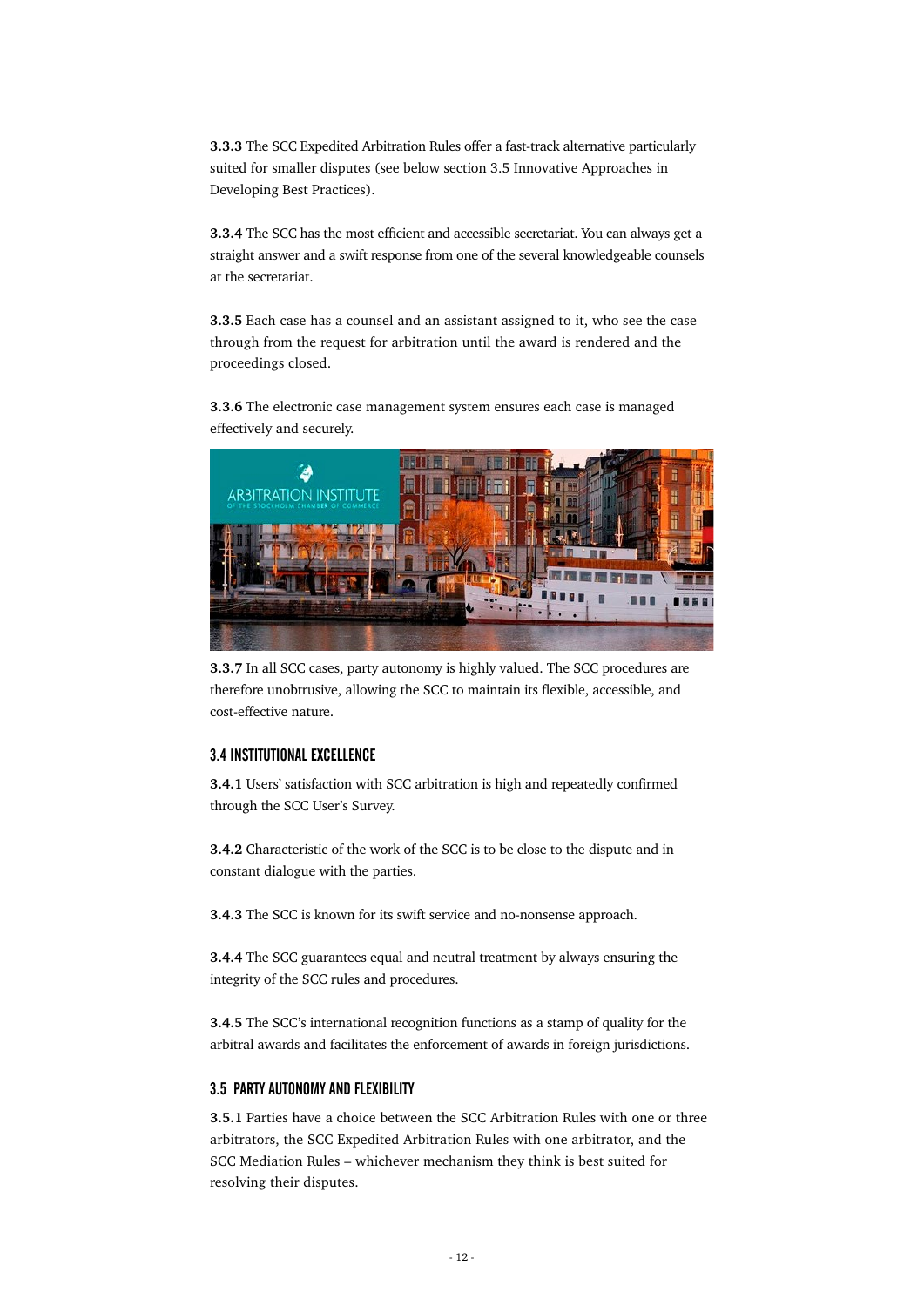**3.3.3** The SCC Expedited Arbitration Rules offer a fast-track alternative particularly suited for smaller disputes (see below section 3.5 Innovative Approaches in Developing Best Practices).

**3.3.4** The SCC has the most efficient and accessible secretariat. You can always get a straight answer and a swift response from one of the several knowledgeable counsels at the secretariat.

**3.3.5** Each case has a counsel and an assistant assigned to it, who see the case through from the request for arbitration until the award is rendered and the proceedings closed.

**3.3.6** The electronic case management system ensures each case is managed effectively and securely.

**3.3.7** In all SCC cases, party autonomy is highly valued. The SCC procedures are therefore unobtrusive, allowing the SCC to maintain its flexible, accessible, and cost-effective nature.

### 3.4 INSTITUTIONAL EXCELLENCE

**3.4.1** Users' satisfaction with SCC arbitration is high and repeatedly confirmed through the SCC User's Survey.

**3.4.2** Characteristic of the work of the SCC is to be close to the dispute and in constant dialogue with the parties.

**3.4.3** The SCC is known for its swift service and no-nonsense approach.

**3.4.4** The SCC guarantees equal and neutral treatment by always ensuring the integrity of the SCC rules and procedures.

**3.4.5** The SCC's international recognition functions as a stamp of quality for the arbitral awards and facilitates the enforcement of awards in foreign jurisdictions.

### 3.5 PARTY AUTONOMY AND FLEXIBILITY

**3.5.1** Parties have a choice between the SCC Arbitration Rules with one or three arbitrators, the SCC Expedited Arbitration Rules with one arbitrator, and the SCC Mediation Rules – whichever mechanism they think is best suited for resolving their disputes.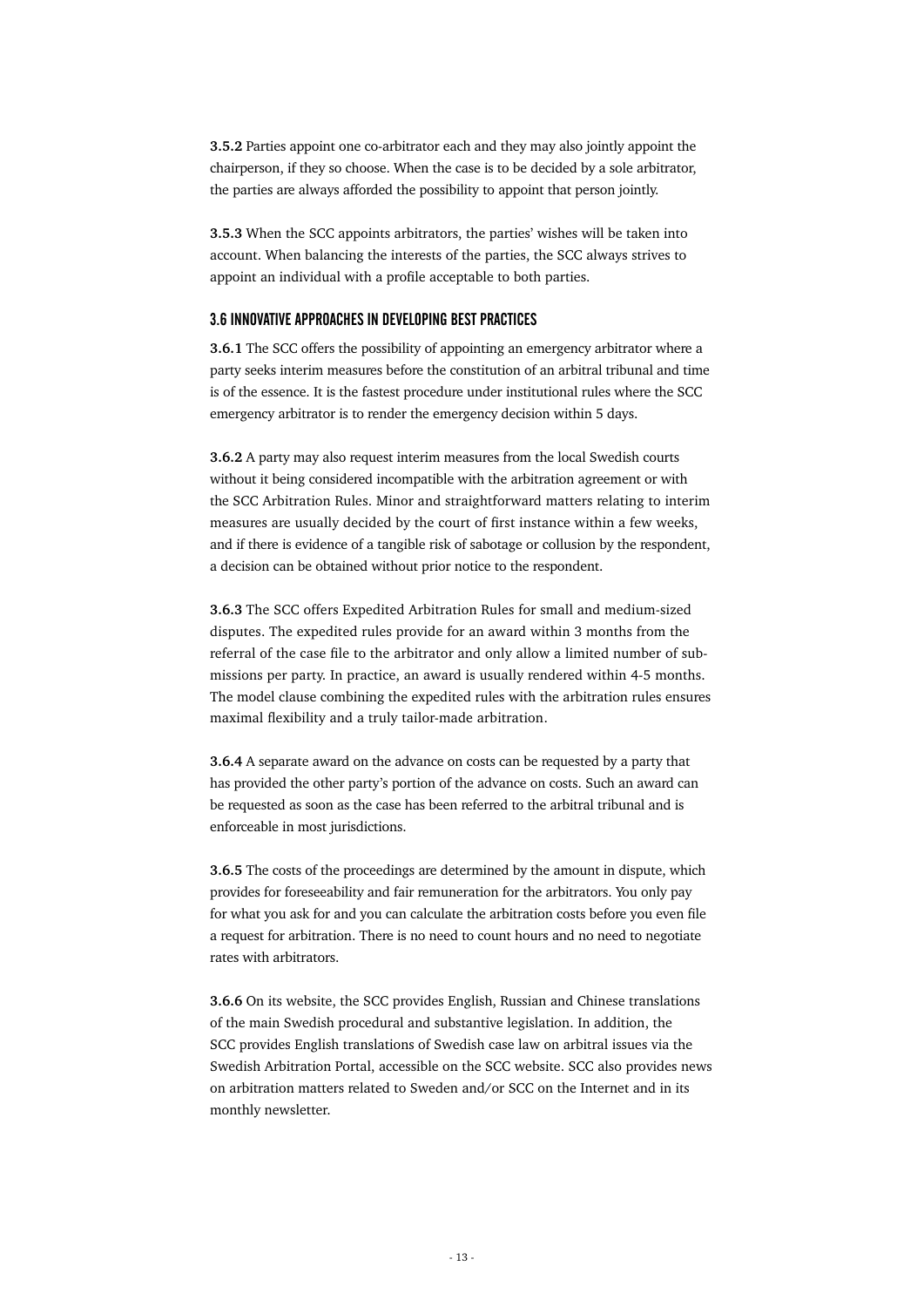**3.5.2** Parties appoint one co-arbitrator each and they may also jointly appoint the chairperson, if they so choose. When the case is to be decided by a sole arbitrator, the parties are always afforded the possibility to appoint that person jointly.

**3.5.3** When the SCC appoints arbitrators, the parties' wishes will be taken into account. When balancing the interests of the parties, the SCC always strives to appoint an individual with a profile acceptable to both parties.

### 3.6 INNOVATIVE APPROACHES IN DEVELOPING BEST PRACTICES

**3.6.1** The SCC offers the possibility of appointing an emergency arbitrator where a party seeks interim measures before the constitution of an arbitral tribunal and time is of the essence. It is the fastest procedure under institutional rules where the SCC emergency arbitrator is to render the emergency decision within 5 days.

**3.6.2** A party may also request interim measures from the local Swedish courts without it being considered incompatible with the arbitration agreement or with the SCC Arbitration Rules. Minor and straightforward matters relating to interim measures are usually decided by the court of first instance within a few weeks, and if there is evidence of a tangible risk of sabotage or collusion by the respondent, a decision can be obtained without prior notice to the respondent.

**3.6.3** The SCC offers Expedited Arbitration Rules for small and medium-sized disputes. The expedited rules provide for an award within 3 months from the referral of the case file to the arbitrator and only allow a limited number of submissions per party. In practice, an award is usually rendered within 4-5 months. The model clause combining the expedited rules with the arbitration rules ensures maximal flexibility and a truly tailor-made arbitration.

**3.6.4** A separate award on the advance on costs can be requested by a party that has provided the other party's portion of the advance on costs. Such an award can be requested as soon as the case has been referred to the arbitral tribunal and is enforceable in most jurisdictions.

**3.6.5** The costs of the proceedings are determined by the amount in dispute, which provides for foreseeability and fair remuneration for the arbitrators. You only pay for what you ask for and you can calculate the arbitration costs before you even file a request for arbitration. There is no need to count hours and no need to negotiate rates with arbitrators.

**3.6.6** On its website, the SCC provides English, Russian and Chinese translations of the main Swedish procedural and substantive legislation. In addition, the SCC provides English translations of Swedish case law on arbitral issues via the Swedish Arbitration Portal, accessible on the SCC website. SCC also provides news on arbitration matters related to Sweden and/or SCC on the Internet and in its monthly newsletter.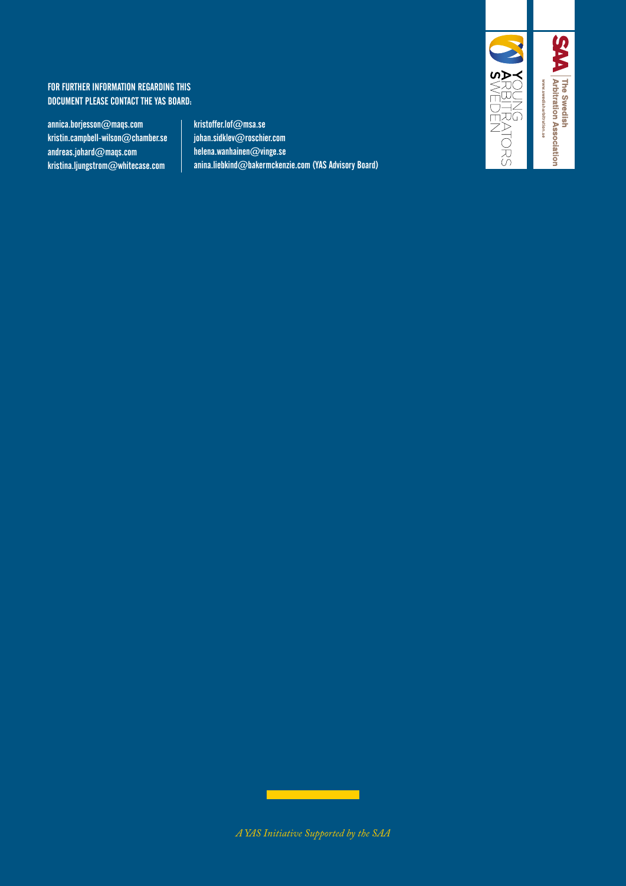**FOR FURTHER INFORMATION REGARDING THIS DOCUMENT PLEASE CONTACT THE YAS BOARD:**

annica.borjesson@maqs.com
kristin.campbell-wilson@chamber.se
andreas.johard@maqs.com
kristina.ljungstrom@whitecase.com

kristoffer.lof@msa.se
johan.sidklev@roschier.com
helena.wanhainen@vinge.se
anina.liebkind@bakermckenzie.com (YAS Advisory Board)

YOUNG ARBITRATORS SWEDEN

SAA | The Swedish Arbitration Association
www.swedisharbitration.se

*A YAS Initiative Supported by the SAA*